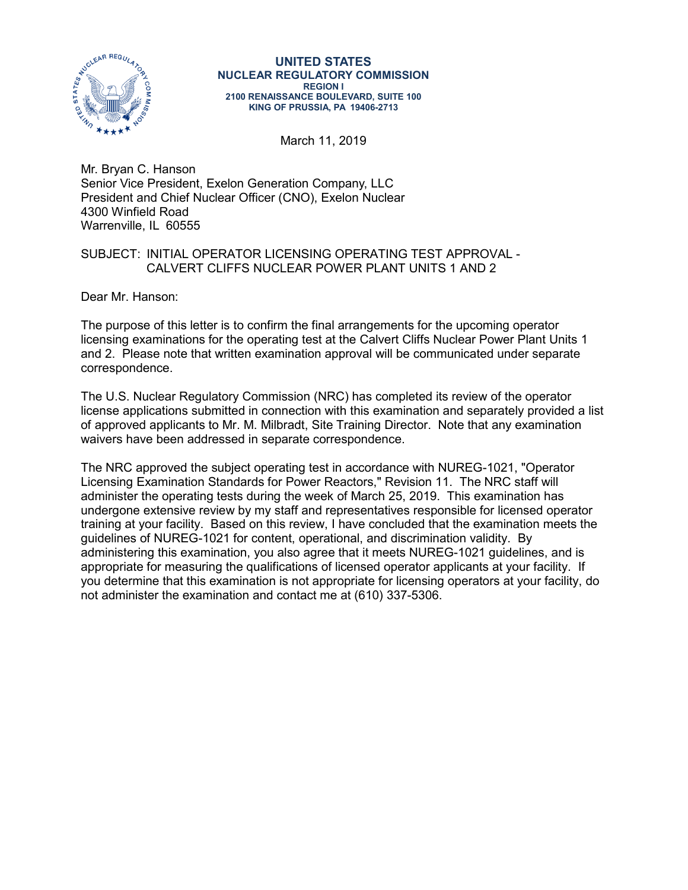**UNITED STATES**
**NUCLEAR REGULATORY COMMISSION**
**REGION I**
**2100 RENAISSANCE BOULEVARD, SUITE 100**
**KING OF PRUSSIA, PA 19406-2713**

March 11, 2019

Mr. Bryan C. Hanson
Senior Vice President, Exelon Generation Company, LLC
President and Chief Nuclear Officer (CNO), Exelon Nuclear
4300 Winfield Road
Warrenville, IL 60555

SUBJECT: INITIAL OPERATOR LICENSING OPERATING TEST APPROVAL - CALVERT CLIFFS NUCLEAR POWER PLANT UNITS 1 AND 2

Dear Mr. Hanson:

The purpose of this letter is to confirm the final arrangements for the upcoming operator licensing examinations for the operating test at the Calvert Cliffs Nuclear Power Plant Units 1 and 2. Please note that written examination approval will be communicated under separate correspondence.

The U.S. Nuclear Regulatory Commission (NRC) has completed its review of the operator license applications submitted in connection with this examination and separately provided a list of approved applicants to Mr. M. Milbradt, Site Training Director. Note that any examination waivers have been addressed in separate correspondence.

The NRC approved the subject operating test in accordance with NUREG-1021, "Operator Licensing Examination Standards for Power Reactors," Revision 11. The NRC staff will administer the operating tests during the week of March 25, 2019. This examination has undergone extensive review by my staff and representatives responsible for licensed operator training at your facility. Based on this review, I have concluded that the examination meets the guidelines of NUREG-1021 for content, operational, and discrimination validity. By administering this examination, you also agree that it meets NUREG-1021 guidelines, and is appropriate for measuring the qualifications of licensed operator applicants at your facility. If you determine that this examination is not appropriate for licensing operators at your facility, do not administer the examination and contact me at (610) 337-5306.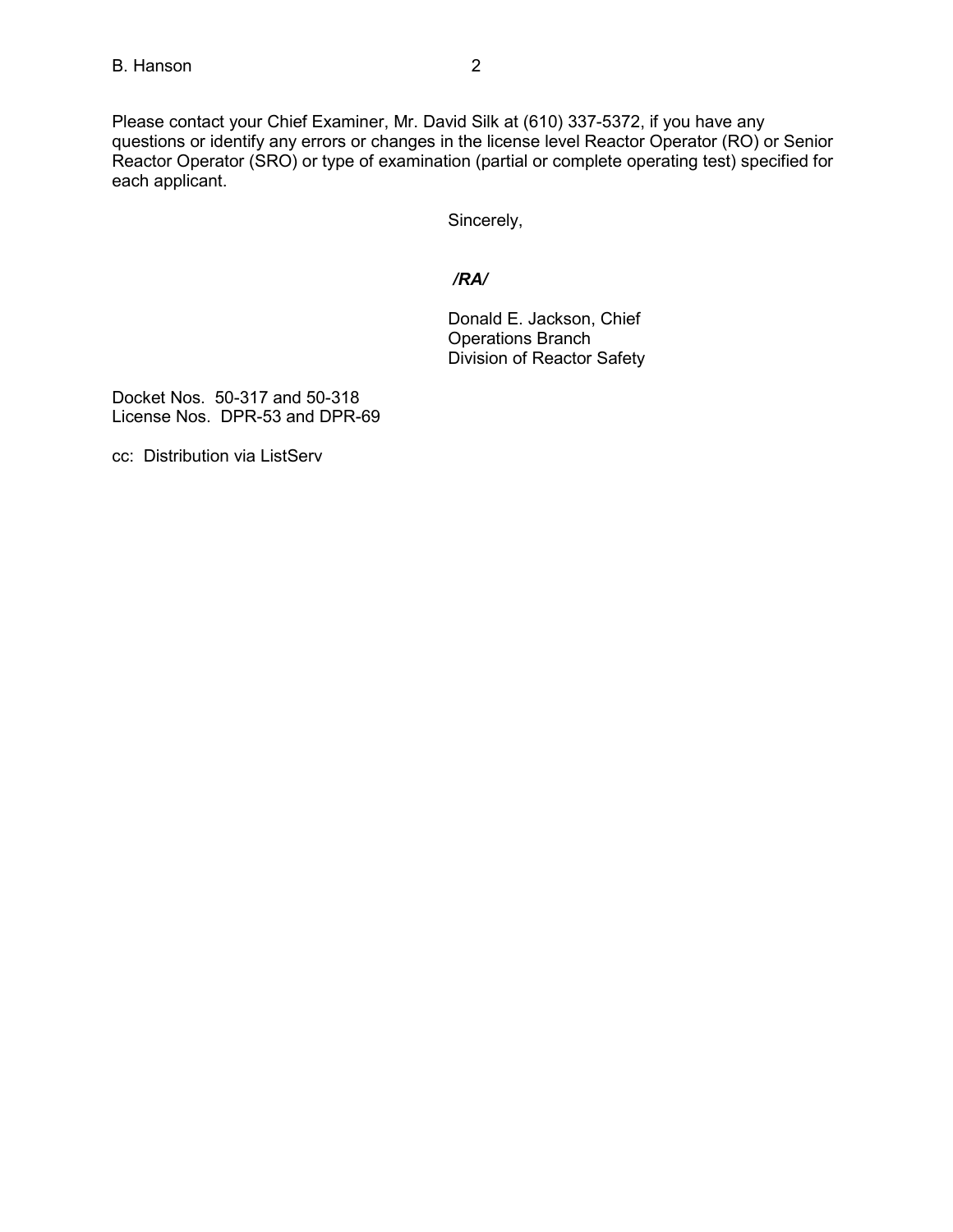Please contact your Chief Examiner, Mr. David Silk at (610) 337-5372, if you have any questions or identify any errors or changes in the license level Reactor Operator (RO) or Senior Reactor Operator (SRO) or type of examination (partial or complete operating test) specified for each applicant.

Sincerely,

***/RA/***

Donald E. Jackson, Chief
Operations Branch
Division of Reactor Safety

Docket Nos. 50-317 and 50-318
License Nos. DPR-53 and DPR-69

cc: Distribution via ListServ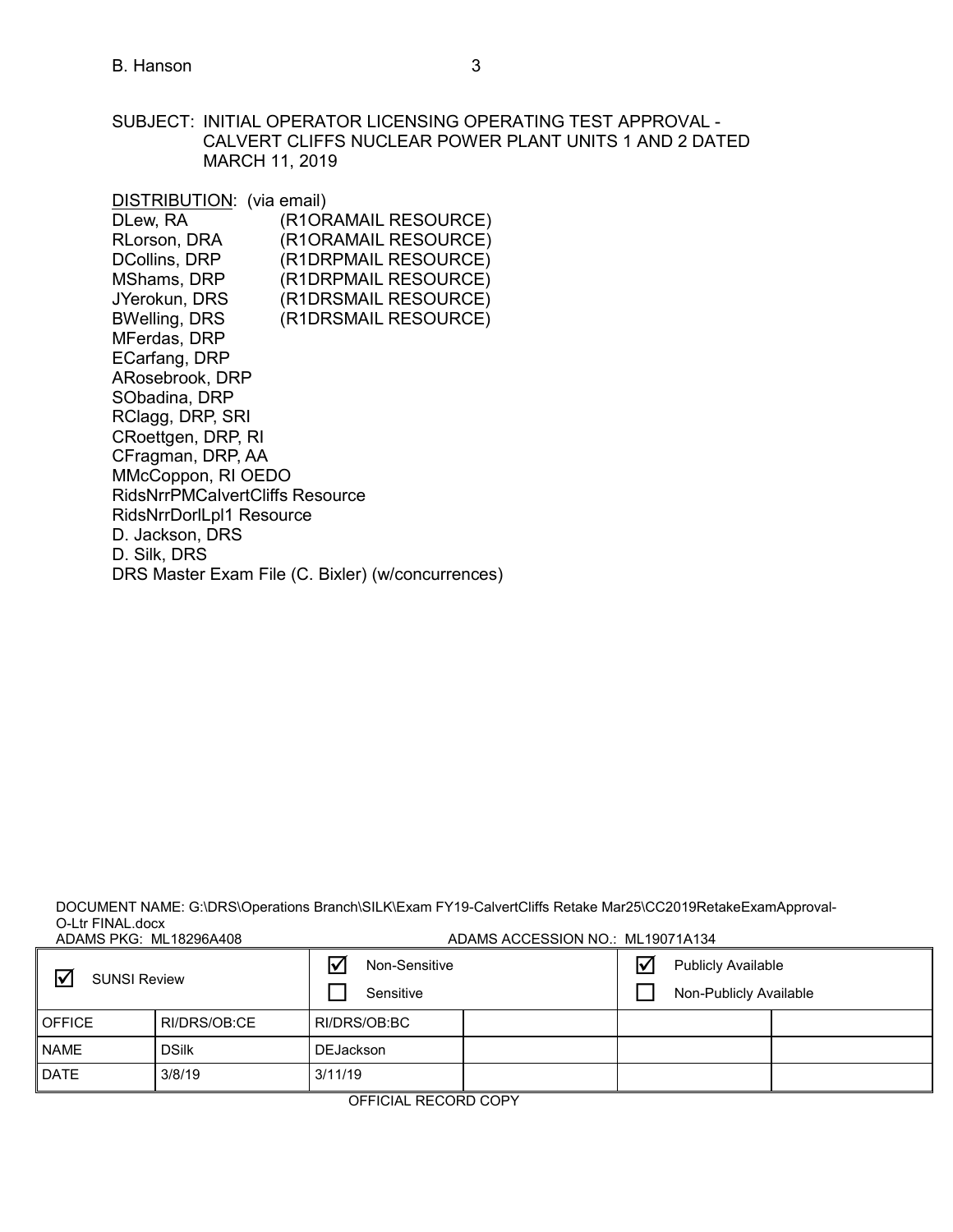SUBJECT: INITIAL OPERATOR LICENSING OPERATING TEST APPROVAL - CALVERT CLIFFS NUCLEAR POWER PLANT UNITS 1 AND 2 DATED MARCH 11, 2019

DISTRIBUTION: (via email)

DLew, RA (R1ORAMAIL RESOURCE)
RLorson, DRA (R1ORAMAIL RESOURCE)
DCollins, DRP (R1DRPMAIL RESOURCE)
MShams, DRP (R1DRPMAIL RESOURCE)
JYerokun, DRS (R1DRSMAIL RESOURCE)
BWelling, DRS (R1DRSMAIL RESOURCE)
MFerdas, DRP
ECarfang, DRP
ARosebrook, DRP
SObadina, DRP
RClagg, DRP, SRI
CRoettgen, DRP, RI
CFragman, DRP, AA
MMcCoppon, RI OEDO
RidsNrrPMCalvertCliffs Resource
RidsNrrDorlLpl1 Resource
D. Jackson, DRS
D. Silk, DRS
DRS Master Exam File (C. Bixler) (w/concurrences)

DOCUMENT NAME: G:\DRS\Operations Branch\SILK\Exam FY19-CalvertCliffs Retake Mar25\CC2019RetakeExamApproval-O-Ltr FINAL.docx

ADAMS PKG: ML18296A408 ADAMS ACCESSION NO.: ML19071A134

| ☑ SUNSI Review | | ☑ Non-Sensitive<br>☐ Sensitive | | ☑ Publicly Available<br>☐ Non-Publicly Available | |
|---|---|---|---|---|---|
| OFFICE | RI/DRS/OB:CE | RI/DRS/OB:BC | | | |
| NAME | DSilk | DEJackson | | | |
| DATE | 3/8/19 | 3/11/19 | | | |

OFFICIAL RECORD COPY